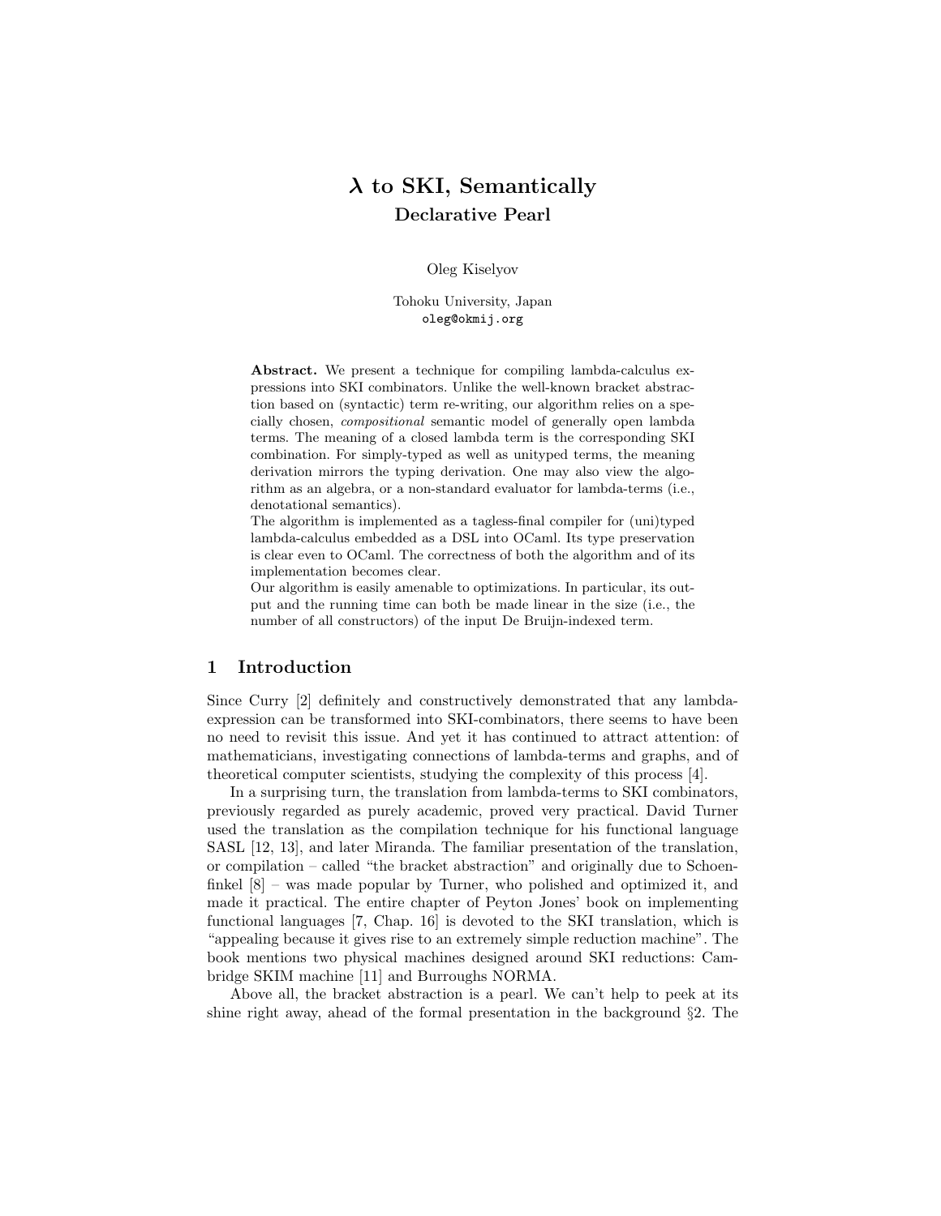# λ to SKI, Semantically

## Declarative Pearl

Oleg Kiselyov

Tohoku University, Japan
oleg@okmij.org

**Abstract.** We present a technique for compiling lambda-calculus expressions into SKI combinators. Unlike the well-known bracket abstraction based on (syntactic) term re-writing, our algorithm relies on a specially chosen, *compositional* semantic model of generally open lambda terms. The meaning of a closed lambda term is the corresponding SKI combination. For simply-typed as well as unityped terms, the meaning derivation mirrors the typing derivation. One may also view the algorithm as an algebra, or a non-standard evaluator for lambda-terms (i.e., denotational semantics).

The algorithm is implemented as a tagless-final compiler for (uni)typed lambda-calculus embedded as a DSL into OCaml. Its type preservation is clear even to OCaml. The correctness of both the algorithm and of its implementation becomes clear.

Our algorithm is easily amenable to optimizations. In particular, its output and the running time can both be made linear in the size (i.e., the number of all constructors) of the input De Bruijn-indexed term.

## 1 Introduction

Since Curry [2] definitely and constructively demonstrated that any lambda-expression can be transformed into SKI-combinators, there seems to have been no need to revisit this issue. And yet it has continued to attract attention: of mathematicians, investigating connections of lambda-terms and graphs, and of theoretical computer scientists, studying the complexity of this process [4].

In a surprising turn, the translation from lambda-terms to SKI combinators, previously regarded as purely academic, proved very practical. David Turner used the translation as the compilation technique for his functional language SASL [12, 13], and later Miranda. The familiar presentation of the translation, or compilation – called "the bracket abstraction" and originally due to Schoenfinkel [8] – was made popular by Turner, who polished and optimized it, and made it practical. The entire chapter of Peyton Jones' book on implementing functional languages [7, Chap. 16] is devoted to the SKI translation, which is "appealing because it gives rise to an extremely simple reduction machine". The book mentions two physical machines designed around SKI reductions: Cambridge SKIM machine [11] and Burroughs NORMA.

Above all, the bracket abstraction is a pearl. We can't help to peek at its shine right away, ahead of the formal presentation in the background §2. The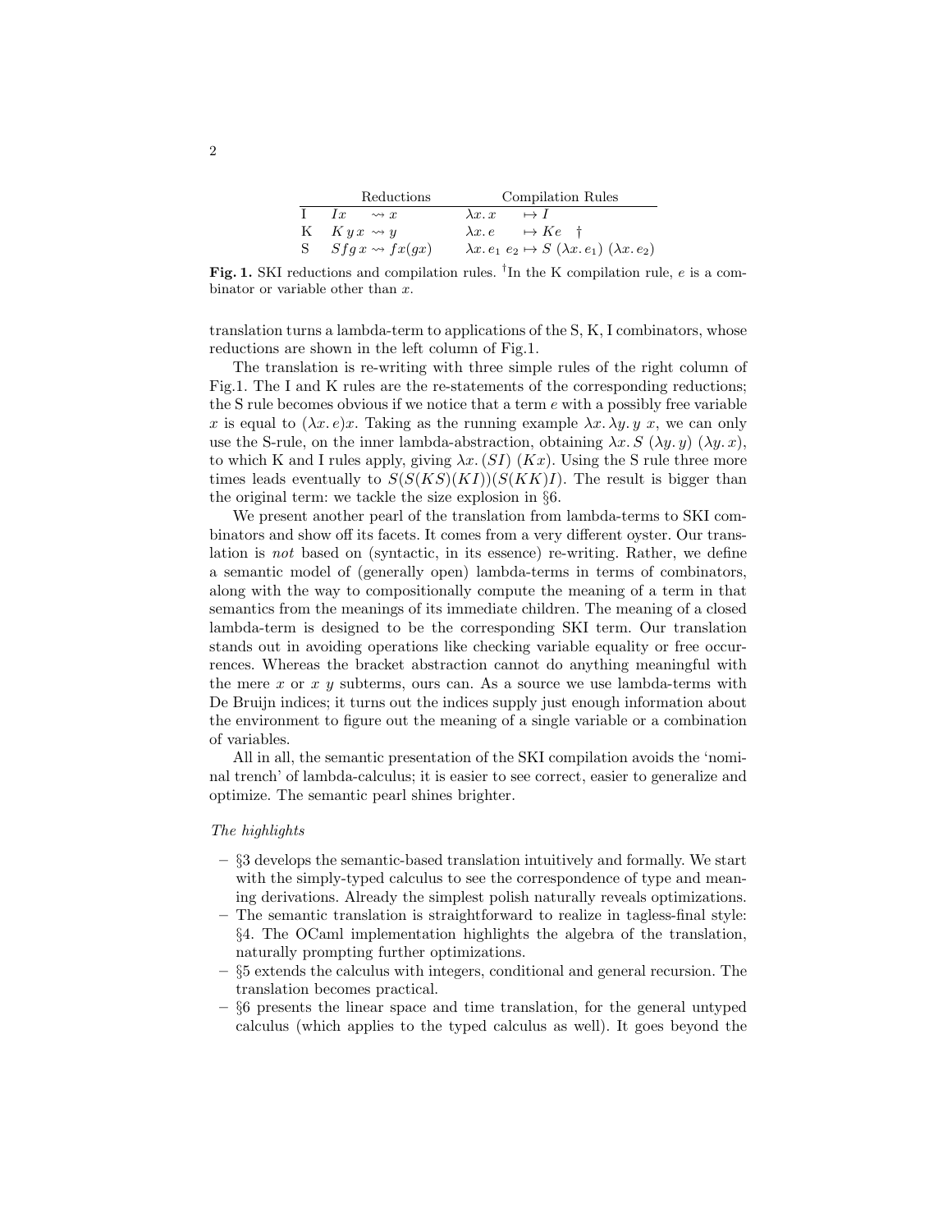| | Reductions | Compilation Rules |
|---|---|---|
| I | $Ix \rightsquigarrow x$ | $\lambda x.\, x \mapsto I$ |
| K | $K\,y\,x \rightsquigarrow y$ | $\lambda x.\, e \mapsto Ke$ † |
| S | $S f g\, x \rightsquigarrow f x(g x)$ | $\lambda x.\, e_1\ e_2 \mapsto S\ (\lambda x.\, e_1)\ (\lambda x.\, e_2)$ |

**Fig. 1.** SKI reductions and compilation rules. †In the K compilation rule, $e$ is a combinator or variable other than $x$.

translation turns a lambda-term to applications of the S, K, I combinators, whose reductions are shown in the left column of Fig.1.

The translation is re-writing with three simple rules of the right column of Fig.1. The I and K rules are the re-statements of the corresponding reductions; the S rule becomes obvious if we notice that a term $e$ with a possibly free variable $x$ is equal to $(\lambda x.\, e)x$. Taking as the running example $\lambda x.\, \lambda y.\, y\ x$, we can only use the S-rule, on the inner lambda-abstraction, obtaining $\lambda x.\, S\ (\lambda y.\, y)\ (\lambda y.\, x)$, to which K and I rules apply, giving $\lambda x.\, (SI)\ (Kx)$. Using the S rule three more times leads eventually to $S(S(KS)(KI))(S(KK)I)$. The result is bigger than the original term: we tackle the size explosion in §6.

We present another pearl of the translation from lambda-terms to SKI combinators and show off its facets. It comes from a very different oyster. Our translation is *not* based on (syntactic, in its essence) re-writing. Rather, we define a semantic model of (generally open) lambda-terms in terms of combinators, along with the way to compositionally compute the meaning of a term in that semantics from the meanings of its immediate children. The meaning of a closed lambda-term is designed to be the corresponding SKI term. Our translation stands out in avoiding operations like checking variable equality or free occurrences. Whereas the bracket abstraction cannot do anything meaningful with the mere $x$ or $x\ y$ subterms, ours can. As a source we use lambda-terms with De Bruijn indices; it turns out the indices supply just enough information about the environment to figure out the meaning of a single variable or a combination of variables.

All in all, the semantic presentation of the SKI compilation avoids the 'nominal trench' of lambda-calculus; it is easier to see correct, easier to generalize and optimize. The semantic pearl shines brighter.

*The highlights*

- §3 develops the semantic-based translation intuitively and formally. We start with the simply-typed calculus to see the correspondence of type and meaning derivations. Already the simplest polish naturally reveals optimizations.
- The semantic translation is straightforward to realize in tagless-final style: §4. The OCaml implementation highlights the algebra of the translation, naturally prompting further optimizations.
- §5 extends the calculus with integers, conditional and general recursion. The translation becomes practical.
- §6 presents the linear space and time translation, for the general untyped calculus (which applies to the typed calculus as well). It goes beyond the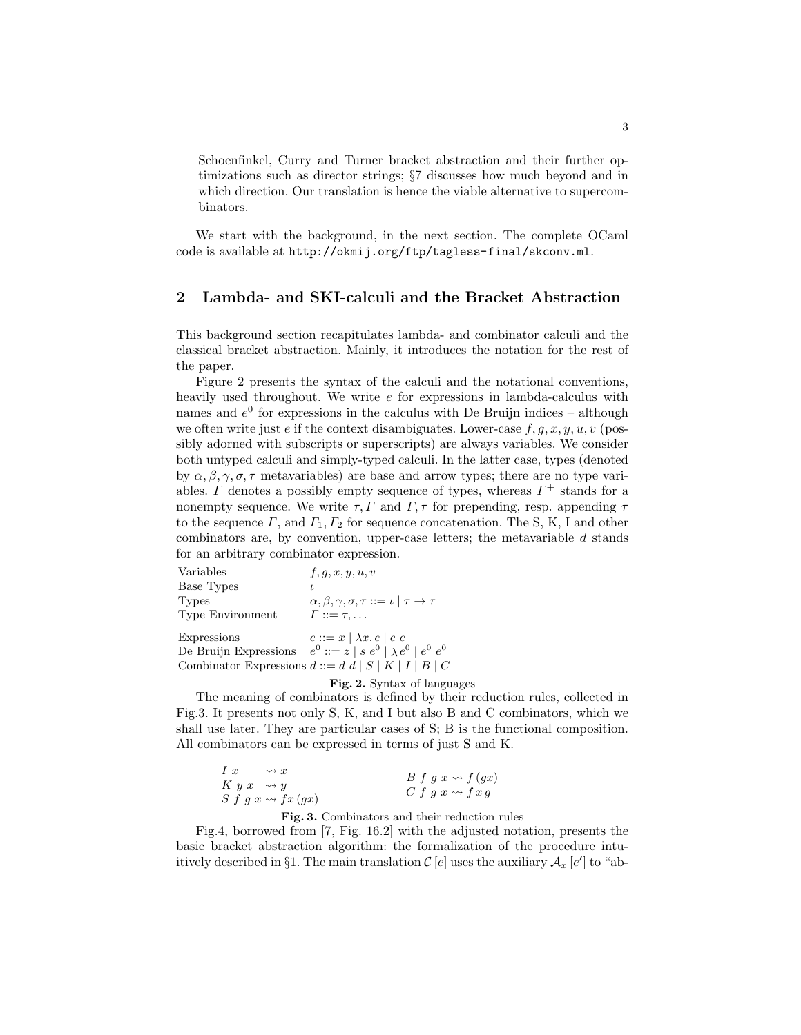Schoenfinkel, Curry and Turner bracket abstraction and their further optimizations such as director strings; §7 discusses how much beyond and in which direction. Our translation is hence the viable alternative to supercombinators.

We start with the background, in the next section. The complete OCaml code is available at `http://okmij.org/ftp/tagless-final/skconv.ml`.

## 2 Lambda- and SKI-calculi and the Bracket Abstraction

This background section recapitulates lambda- and combinator calculi and the classical bracket abstraction. Mainly, it introduces the notation for the rest of the paper.

Figure 2 presents the syntax of the calculi and the notational conventions, heavily used throughout. We write $e$ for expressions in lambda-calculus with names and $e^0$ for expressions in the calculus with De Bruijn indices – although we often write just $e$ if the context disambiguates. Lower-case $f, g, x, y, u, v$ (possibly adorned with subscripts or superscripts) are always variables. We consider both untyped calculi and simply-typed calculi. In the latter case, types (denoted by $\alpha, \beta, \gamma, \sigma, \tau$ metavariables) are base and arrow types; there are no type variables. $\Gamma$ denotes a possibly empty sequence of types, whereas $\Gamma^+$ stands for a nonempty sequence. We write $\tau, \Gamma$ and $\Gamma, \tau$ for prepending, resp. appending $\tau$ to the sequence $\Gamma$, and $\Gamma_1, \Gamma_2$ for sequence concatenation. The S, K, I and other combinators are, by convention, upper-case letters; the metavariable $d$ stands for an arbitrary combinator expression.

| | |
|---|---|
| Variables | $f, g, x, y, u, v$ |
| Base Types | $\iota$ |
| Types | $\alpha, \beta, \gamma, \sigma, \tau ::= \iota \mid \tau \to \tau$ |
| Type Environment | $\Gamma ::= \tau, \ldots$ |
| Expressions | $e ::= x \mid \lambda x.\, e \mid e\ e$ |
| De Bruijn Expressions | $e^0 ::= z \mid s\ e^0 \mid \lambda\, e^0 \mid e^0\ e^0$ |
| Combinator Expressions | $d ::= d\ d \mid S \mid K \mid I \mid B \mid C$ |

**Fig. 2.** Syntax of languages

The meaning of combinators is defined by their reduction rules, collected in Fig.3. It presents not only S, K, and I but also B and C combinators, which we shall use later. They are particular cases of S; B is the functional composition. All combinators can be expressed in terms of just S and K.

$$
\begin{array}{ll}
I\ x \rightsquigarrow x & \\
K\ y\ x \rightsquigarrow y & B\ f\ g\ x \rightsquigarrow f\,(gx) \\
S\ f\ g\ x \rightsquigarrow fx\,(gx) & C\ f\ g\ x \rightsquigarrow f\,x\,g
\end{array}
$$

**Fig. 3.** Combinators and their reduction rules

Fig.4, borrowed from [7, Fig. 16.2] with the adjusted notation, presents the basic bracket abstraction algorithm: the formalization of the procedure intuitively described in §1. The main translation $\mathcal{C}\,[e]$ uses the auxiliary $\mathcal{A}_x\,[e']$ to "ab-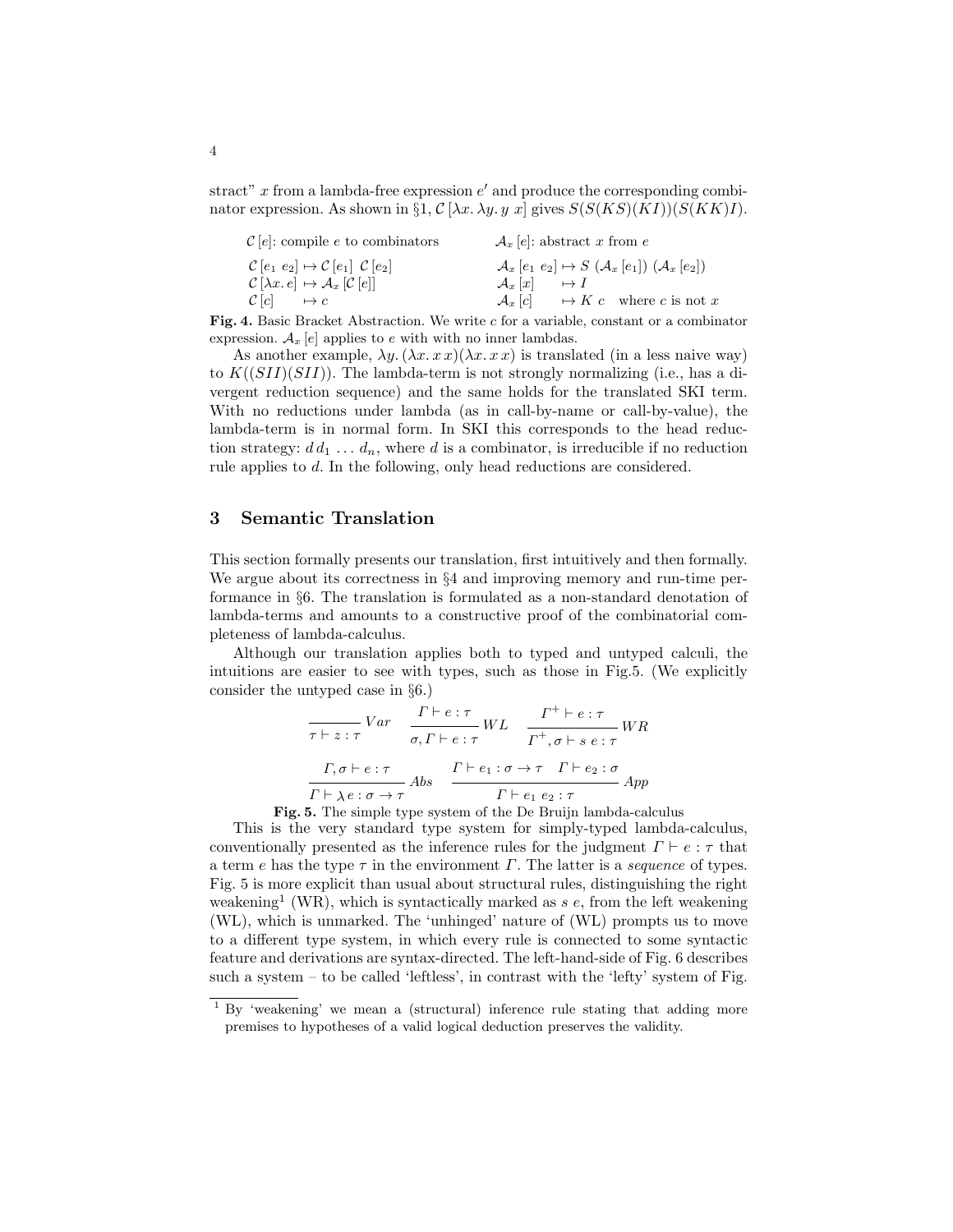stract" $x$ from a lambda-free expression $e'$ and produce the corresponding combinator expression. As shown in §1, $\mathcal{C}\,[\lambda x.\,\lambda y.\,y\;x]$ gives $S(S(KS)(KI))(S(KK)I)$.

| $\mathcal{C}\,[e]$: compile $e$ to combinators | $\mathcal{A}_x\,[e]$: abstract $x$ from $e$ |
| --- | --- |
| $\mathcal{C}\,[e_1\;e_2] \mapsto \mathcal{C}\,[e_1]\;\mathcal{C}\,[e_2]$ | $\mathcal{A}_x\,[e_1\;e_2] \mapsto S\;(\mathcal{A}_x\,[e_1])\;(\mathcal{A}_x\,[e_2])$ |
| $\mathcal{C}\,[\lambda x.\,e] \mapsto \mathcal{A}_x\,[\mathcal{C}\,[e]]$ | $\mathcal{A}_x\,[x] \quad \mapsto I$ |
| $\mathcal{C}\,[c] \quad \mapsto c$ | $\mathcal{A}_x\,[c] \quad \mapsto K\;c \quad$ where $c$ is not $x$ |

**Fig. 4.** Basic Bracket Abstraction. We write $c$ for a variable, constant or a combinator expression. $\mathcal{A}_x\,[e]$ applies to $e$ with with no inner lambdas.

As another example, $\lambda y.\,(\lambda x.\,x\,x)(\lambda x.\,x\,x)$ is translated (in a less naive way) to $K((SII)(SII))$. The lambda-term is not strongly normalizing (i.e., has a divergent reduction sequence) and the same holds for the translated SKI term. With no reductions under lambda (as in call-by-name or call-by-value), the lambda-term is in normal form. In SKI this corresponds to the head reduction strategy: $d\,d_1\,\ldots\,d_n$, where $d$ is a combinator, is irreducible if no reduction rule applies to $d$. In the following, only head reductions are considered.

## 3 Semantic Translation

This section formally presents our translation, first intuitively and then formally. We argue about its correctness in §4 and improving memory and run-time performance in §6. The translation is formulated as a non-standard denotation of lambda-terms and amounts to a constructive proof of the combinatorial completeness of lambda-calculus.

Although our translation applies both to typed and untyped calculi, the intuitions are easier to see with types, such as those in Fig.5. (We explicitly consider the untyped case in §6.)

$$\frac{}{\tau \vdash z : \tau}\,Var \qquad \frac{\Gamma \vdash e : \tau}{\sigma, \Gamma \vdash e : \tau}\,WL \qquad \frac{\Gamma^{+} \vdash e : \tau}{\Gamma^{+}, \sigma \vdash s\;e : \tau}\,WR$$

$$\frac{\Gamma, \sigma \vdash e : \tau}{\Gamma \vdash \lambda\,e : \sigma \to \tau}\,Abs \qquad \frac{\Gamma \vdash e_1 : \sigma \to \tau \quad \Gamma \vdash e_2 : \sigma}{\Gamma \vdash e_1\;e_2 : \tau}\,App$$

**Fig. 5.** The simple type system of the De Bruijn lambda-calculus

This is the very standard type system for simply-typed lambda-calculus, conventionally presented as the inference rules for the judgment $\Gamma \vdash e : \tau$ that a term $e$ has the type $\tau$ in the environment $\Gamma$. The latter is a *sequence* of types. Fig. 5 is more explicit than usual about structural rules, distinguishing the right weakening[1] (WR), which is syntactically marked as $s\;e$, from the left weakening (WL), which is unmarked. The 'unhinged' nature of (WL) prompts us to move to a different type system, in which every rule is connected to some syntactic feature and derivations are syntax-directed. The left-hand-side of Fig. 6 describes such a system – to be called 'leftless', in contrast with the 'lefty' system of Fig.

[1] By 'weakening' we mean a (structural) inference rule stating that adding more premises to hypotheses of a valid logical deduction preserves the validity.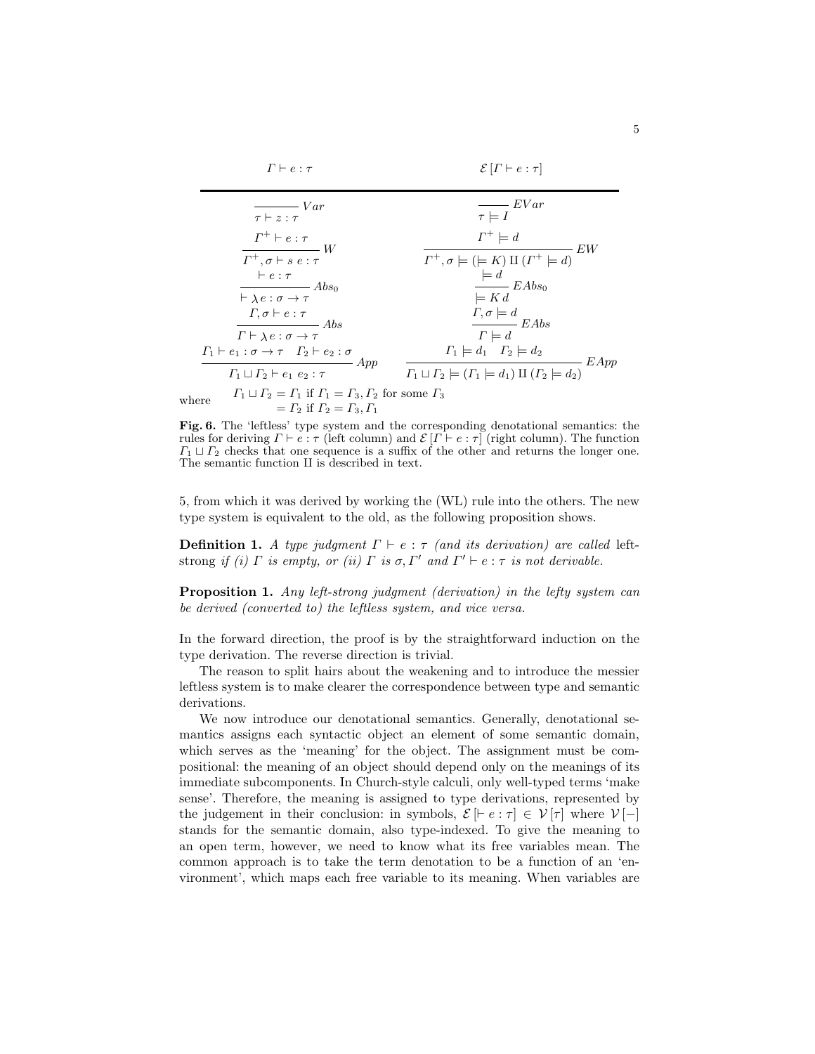| $\Gamma \vdash e : \tau$ | $\mathcal{E}\,[\Gamma \vdash e : \tau]$ |
| --- | --- |
| $\dfrac{}{\tau \vdash z : \tau}\;Var$ | $\dfrac{}{\tau \models I}\;EVar$ |
| $\dfrac{\Gamma^{+} \vdash e : \tau}{\Gamma^{+}, \sigma \vdash s\ e : \tau}\;W$ | $\dfrac{\Gamma^{+} \models d}{\Gamma^{+}, \sigma \models (\models K)\ \amalg\ (\Gamma^{+} \models d)}\;EW$ |
| $\dfrac{\vdash e : \tau}{\vdash \lambda e : \sigma \to \tau}\;Abs_0$ | $\dfrac{\models d}{\models K\, d}\;EAbs_0$ |
| $\dfrac{\Gamma, \sigma \vdash e : \tau}{\Gamma \vdash \lambda e : \sigma \to \tau}\;Abs$ | $\dfrac{\Gamma, \sigma \models d}{\Gamma \models d}\;EAbs$ |
| $\dfrac{\Gamma_1 \vdash e_1 : \sigma \to \tau \quad \Gamma_2 \vdash e_2 : \sigma}{\Gamma_1 \sqcup \Gamma_2 \vdash e_1\ e_2 : \tau}\;App$ | $\dfrac{\Gamma_1 \models d_1 \quad \Gamma_2 \models d_2}{\Gamma_1 \sqcup \Gamma_2 \models (\Gamma_1 \models d_1)\ \amalg\ (\Gamma_2 \models d_2)}\;EApp$ |

where
$$\begin{aligned} \Gamma_1 \sqcup \Gamma_2 &= \Gamma_1 \text{ if } \Gamma_1 = \Gamma_3, \Gamma_2 \text{ for some } \Gamma_3 \\ &= \Gamma_2 \text{ if } \Gamma_2 = \Gamma_3, \Gamma_1 \end{aligned}$$

**Fig. 6.** The 'leftless' type system and the corresponding denotational semantics: the rules for deriving $\Gamma \vdash e : \tau$ (left column) and $\mathcal{E}\,[\Gamma \vdash e : \tau]$ (right column). The function $\Gamma_1 \sqcup \Gamma_2$ checks that one sequence is a suffix of the other and returns the longer one. The semantic function $\amalg$ is described in text.

5, from which it was derived by working the (WL) rule into the others. The new type system is equivalent to the old, as the following proposition shows.

**Definition 1.** *A type judgment $\Gamma \vdash e : \tau$ (and its derivation) are called* left-strong *if (i) $\Gamma$ is empty, or (ii) $\Gamma$ is $\sigma, \Gamma'$ and $\Gamma' \vdash e : \tau$ is not derivable.*

**Proposition 1.** *Any left-strong judgment (derivation) in the lefty system can be derived (converted to) the leftless system, and vice versa.*

In the forward direction, the proof is by the straightforward induction on the type derivation. The reverse direction is trivial.

The reason to split hairs about the weakening and to introduce the messier leftless system is to make clearer the correspondence between type and semantic derivations.

We now introduce our denotational semantics. Generally, denotational semantics assigns each syntactic object an element of some semantic domain, which serves as the 'meaning' for the object. The assignment must be compositional: the meaning of an object should depend only on the meanings of its immediate subcomponents. In Church-style calculi, only well-typed terms 'make sense'. Therefore, the meaning is assigned to type derivations, represented by the judgement in their conclusion: in symbols, $\mathcal{E}\,[\vdash e : \tau] \in \mathcal{V}\,[\tau]$ where $\mathcal{V}\,[-]$ stands for the semantic domain, also type-indexed. To give the meaning to an open term, however, we need to know what its free variables mean. The common approach is to take the term denotation to be a function of an 'environment', which maps each free variable to its meaning. When variables are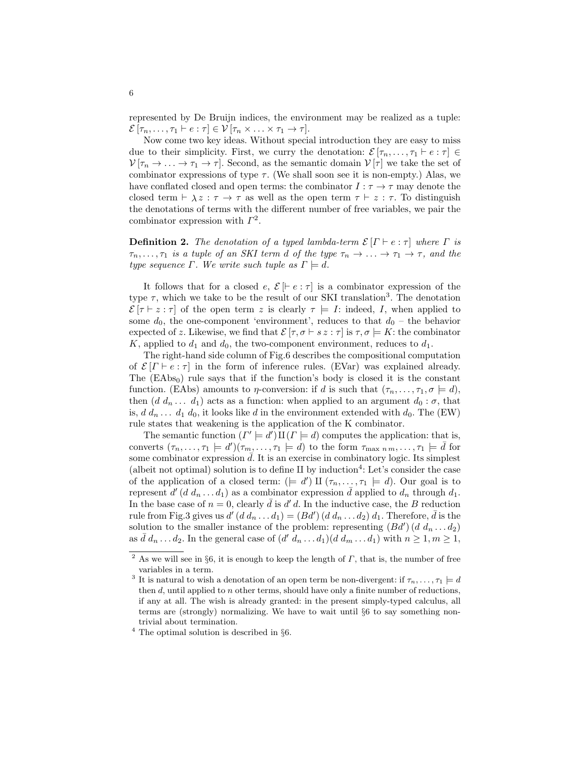represented by De Bruijn indices, the environment may be realized as a tuple: $\mathcal{E}[\tau_n, \ldots, \tau_1 \vdash e : \tau] \in \mathcal{V}[\tau_n \times \ldots \times \tau_1 \to \tau]$.

Now come two key ideas. Without special introduction they are easy to miss due to their simplicity. First, we curry the denotation: $\mathcal{E}[\tau_n, \ldots, \tau_1 \vdash e : \tau] \in \mathcal{V}[\tau_n \to \ldots \to \tau_1 \to \tau]$. Second, as the semantic domain $\mathcal{V}[\tau]$ we take the set of combinator expressions of type $\tau$. (We shall soon see it is non-empty.) Alas, we have conflated closed and open terms: the combinator $I : \tau \to \tau$ may denote the closed term $\vdash \lambda z : \tau \to \tau$ as well as the open term $\tau \vdash z : \tau$. To distinguish the denotations of terms with the different number of free variables, we pair the combinator expression with $\Gamma$[2].

**Definition 2.** *The denotation of a typed lambda-term $\mathcal{E}[\Gamma \vdash e : \tau]$ where $\Gamma$ is $\tau_n, \ldots, \tau_1$ is a tuple of an SKI term $d$ of the type $\tau_n \to \ldots \to \tau_1 \to \tau$, and the type sequence $\Gamma$. We write such tuple as $\Gamma \models d$.*

It follows that for a closed $e$, $\mathcal{E}[\vdash e : \tau]$ is a combinator expression of the type $\tau$, which we take to be the result of our SKI translation[3]. The denotation $\mathcal{E}[\tau \vdash z : \tau]$ of the open term $z$ is clearly $\tau \models I$: indeed, $I$, when applied to some $d_0$, the one-component 'environment', reduces to that $d_0$ – the behavior expected of $z$. Likewise, we find that $\mathcal{E}[\tau, \sigma \vdash s\, z : \tau]$ is $\tau, \sigma \models K$: the combinator $K$, applied to $d_1$ and $d_0$, the two-component environment, reduces to $d_1$.

The right-hand side column of Fig.6 describes the compositional computation of $\mathcal{E}[\Gamma \vdash e : \tau]$ in the form of inference rules. (EVar) was explained already. The (EAbs$_0$) rule says that if the function's body is closed it is the constant function. (EAbs) amounts to $\eta$-conversion: if $d$ is such that $(\tau_n, \ldots, \tau_1, \sigma \models d)$, then $(d\; d_n \ldots\; d_1)$ acts as a function: when applied to an argument $d_0 : \sigma$, that is, $d\; d_n \ldots\; d_1\; d_0$, it looks like $d$ in the environment extended with $d_0$. The (EW) rule states that weakening is the application of the K combinator.

The semantic function $(\Gamma' \models d')\,\Pi\,(\Gamma \models d)$ computes the application: that is, converts $(\tau_n, \ldots, \tau_1 \models d')(\tau_m, \ldots, \tau_1 \models d)$ to the form $\tau_{\max\, n\, m}, \ldots, \tau_1 \models \bar{d}$ for some combinator expression $\bar{d}$. It is an exercise in combinatory logic. Its simplest (albeit not optimal) solution is to define $\Pi$ by induction[4]: Let's consider the case of the application of a closed term: $(\models d')\;\Pi\;(\tau_n, \ldots, \tau_1 \models d)$. Our goal is to represent $d'\,(d\; d_n \ldots d_1)$ as a combinator expression $\bar{d}$ applied to $d_n$ through $d_1$. In the base case of $n = 0$, clearly $\bar{d}$ is $d'\; d$. In the inductive case, the $B$ reduction rule from Fig.3 gives us $d'\,(d\; d_n \ldots d_1) = (Bd')\,(d\; d_n \ldots d_2)\; d_1$. Therefore, $\bar{d}$ is the solution to the smaller instance of the problem: representing $(Bd')\,(d\; d_n \ldots d_2)$ as $\bar{d}\; d_n \ldots d_2$. In the general case of $(d'\; d_n \ldots d_1)(d\; d_m \ldots d_1)$ with $n \geq 1, m \geq 1$,

---

[2] As we will see in §6, it is enough to keep the length of $\Gamma$, that is, the number of free variables in a term.

[3] It is natural to wish a denotation of an open term be non-divergent: if $\tau_n, \ldots, \tau_1 \models d$ then $d$, until applied to $n$ other terms, should have only a finite number of reductions, if any at all. The wish is already granted: in the present simply-typed calculus, all terms are (strongly) normalizing. We have to wait until §6 to say something non-trivial about termination.

[4] The optimal solution is described in §6.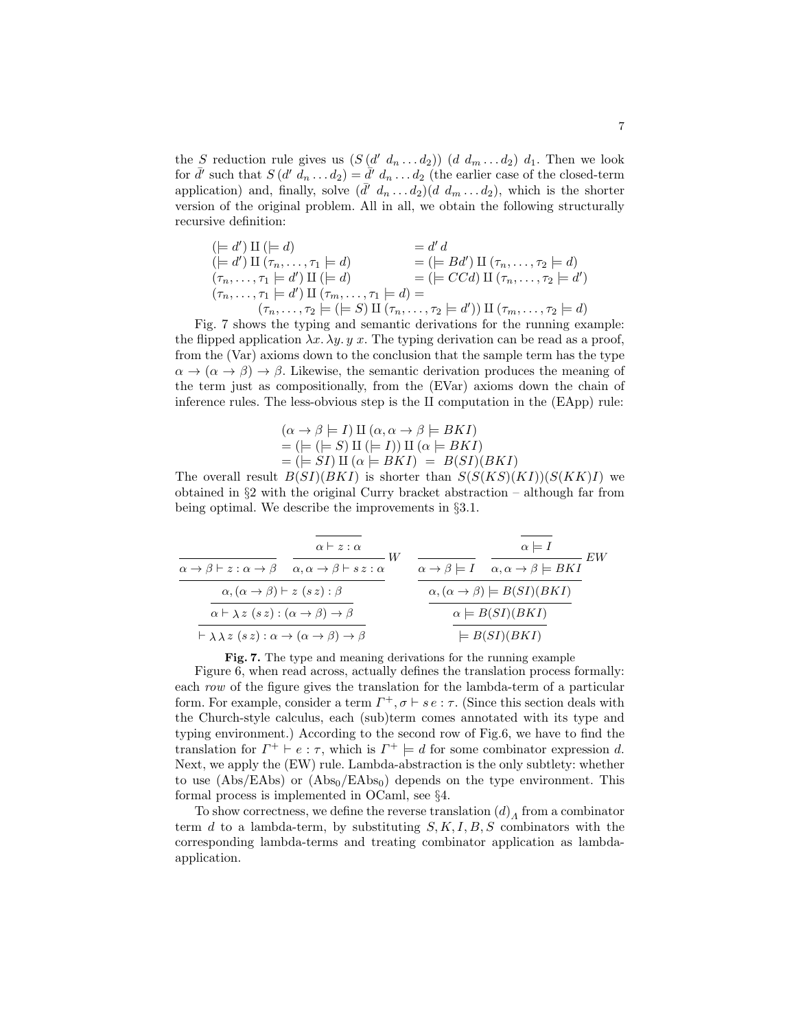the $S$ reduction rule gives us $(S\,(d'\ d_n \ldots d_2))\ (d\ d_m \ldots d_2)\ d_1$. Then we look for $\bar{d}'$ such that $S\,(d'\ d_n \ldots d_2) = \bar{d}'\ d_n \ldots d_2$ (the earlier case of the closed-term application) and, finally, solve $(\bar{d}'\ d_n \ldots d_2)(d\ d_m \ldots d_2)$, which is the shorter version of the original problem. All in all, we obtain the following structurally recursive definition:

$$
\begin{array}{ll}
(\models d')\,\amalg\,(\models d) & = d'\,d \\
(\models d')\,\amalg\,(\tau_n,\ldots,\tau_1 \models d) & = (\models Bd')\,\amalg\,(\tau_n,\ldots,\tau_2 \models d) \\
(\tau_n,\ldots,\tau_1 \models d')\,\amalg\,(\models d) & = (\models CCd)\,\amalg\,(\tau_n,\ldots,\tau_2 \models d') \\
(\tau_n,\ldots,\tau_1 \models d')\,\amalg\,(\tau_m,\ldots,\tau_1 \models d) = & \\
\quad (\tau_n,\ldots,\tau_2 \models (\models S)\,\amalg\,(\tau_n,\ldots,\tau_2 \models d'))\,\amalg\,(\tau_m,\ldots,\tau_2 \models d) &
\end{array}
$$

Fig. 7 shows the typing and semantic derivations for the running example: the flipped application $\lambda x.\,\lambda y.\,y\,x$. The typing derivation can be read as a proof, from the (Var) axioms down to the conclusion that the sample term has the type $\alpha \to (\alpha \to \beta) \to \beta$. Likewise, the semantic derivation produces the meaning of the term just as compositionally, from the (EVar) axioms down the chain of inference rules. The less-obvious step is the $\amalg$ computation in the (EApp) rule:

$$
\begin{array}{l}
(\alpha \to \beta \models I)\,\amalg\,(\alpha, \alpha \to \beta \models BKI) \\
= (\models (\models S)\,\amalg\,(\models I))\,\amalg\,(\alpha \models BKI) \\
= (\models SI)\,\amalg\,(\alpha \models BKI) \ = \ B(SI)(BKI)
\end{array}
$$

The overall result $B(SI)(BKI)$ is shorter than $S(S(KS)(KI))(S(KK)I)$ we obtained in §2 with the original Curry bracket abstraction – although far from being optimal. We describe the improvements in §3.1.

$$
\dfrac{\dfrac{}{\alpha \to \beta \vdash z : \alpha \to \beta} \quad \dfrac{\dfrac{}{\alpha \vdash z : \alpha}}{\alpha, \alpha \to \beta \vdash s\,z : \alpha}\,W}{\dfrac{\alpha, (\alpha \to \beta) \vdash z\ (s\,z) : \beta}{\dfrac{\alpha \vdash \lambda\,z\ (s\,z) : (\alpha \to \beta) \to \beta}{\vdash \lambda\,\lambda\,z\ (s\,z) : \alpha \to (\alpha \to \beta) \to \beta}}}
\qquad
\dfrac{\dfrac{}{\alpha \to \beta \models I} \quad \dfrac{\dfrac{}{\alpha \models I}}{\alpha, \alpha \to \beta \models BKI}\,EW}{\dfrac{\alpha, (\alpha \to \beta) \models B(SI)(BKI)}{\dfrac{\alpha \models B(SI)(BKI)}{\models B(SI)(BKI)}}}
$$

**Fig. 7.** The type and meaning derivations for the running example

Figure 6, when read across, actually defines the translation process formally: each *row* of the figure gives the translation for the lambda-term of a particular form. For example, consider a term $\Gamma^+, \sigma \vdash s\,e : \tau$. (Since this section deals with the Church-style calculus, each (sub)term comes annotated with its type and typing environment.) According to the second row of Fig.6, we have to find the translation for $\Gamma^+ \vdash e : \tau$, which is $\Gamma^+ \models d$ for some combinator expression $d$. Next, we apply the (EW) rule. Lambda-abstraction is the only subtlety: whether to use (Abs/EAbs) or ($\text{Abs}_0$/$\text{EAbs}_0$) depends on the type environment. This formal process is implemented in OCaml, see §4.

To show correctness, we define the reverse translation $(d)_\Lambda$ from a combinator term $d$ to a lambda-term, by substituting $S, K, I, B, S$ combinators with the corresponding lambda-terms and treating combinator application as lambda-application.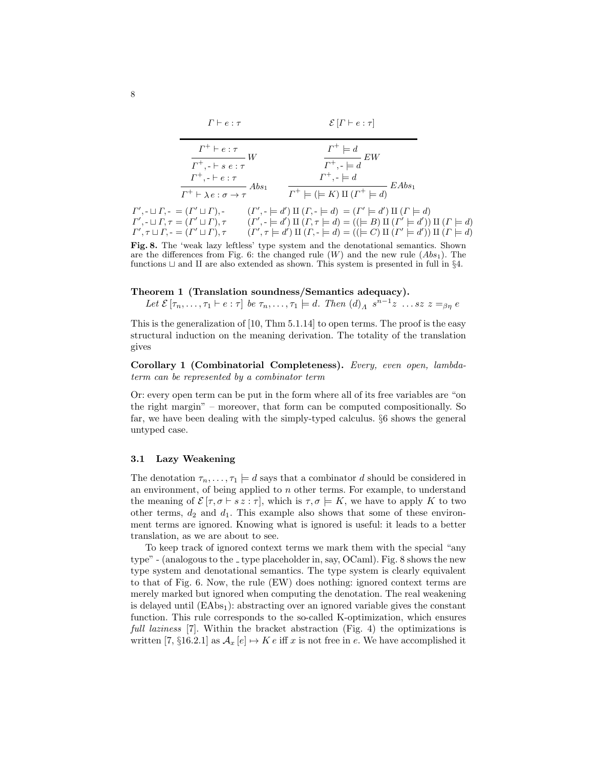| $\Gamma \vdash e : \tau$ | $\mathcal{E}[\Gamma \vdash e : \tau]$ |
| --- | --- |
| $\dfrac{\Gamma^+ \vdash e : \tau}{\Gamma^+, \text{-} \vdash s\ e : \tau}\ W$ | $\dfrac{\Gamma^+ \models d}{\Gamma^+, \text{-} \models d}\ EW$ |
| $\dfrac{\Gamma^+, \text{-} \vdash e : \tau}{\Gamma^+ \vdash \lambda\, e : \sigma \to \tau}\ Abs_1$ | $\dfrac{\Gamma^+, \text{-} \models d}{\Gamma^+ \models (\models K)\ \amalg\ (\Gamma^+ \models d)}\ EAbs_1$ |

$$
\begin{array}{ll}
\Gamma', \text{-} \sqcup \Gamma, \text{-} = (\Gamma' \sqcup \Gamma), \text{-} & (\Gamma', \text{-} \models d')\ \amalg\ (\Gamma, \text{-} \models d) = (\Gamma' \models d')\ \amalg\ (\Gamma \models d) \\
\Gamma', \text{-} \sqcup \Gamma, \tau = (\Gamma' \sqcup \Gamma), \tau & (\Gamma', \text{-} \models d')\ \amalg\ (\Gamma, \tau \models d) = ((\models B)\ \amalg\ (\Gamma' \models d'))\ \amalg\ (\Gamma \models d) \\
\Gamma', \tau \sqcup \Gamma, \text{-} = (\Gamma' \sqcup \Gamma), \tau & (\Gamma', \tau \models d')\ \amalg\ (\Gamma, \text{-} \models d) = ((\models C)\ \amalg\ (\Gamma' \models d'))\ \amalg\ (\Gamma \models d)
\end{array}
$$

**Fig. 8.** The 'weak lazy leftless' type system and the denotational semantics. Shown are the differences from Fig. 6: the changed rule ($W$) and the new rule ($Abs_1$). The functions $\sqcup$ and $\amalg$ are also extended as shown. This system is presented in full in §4.

**Theorem 1 (Translation soundness/Semantics adequacy).**
*Let $\mathcal{E}[\tau_n, \ldots, \tau_1 \vdash e : \tau]$ be $\tau_n, \ldots, \tau_1 \models d$. Then $(d)_\Lambda\ s^{n-1}z\ \ldots sz\ z =_{\beta\eta} e$*

This is the generalization of [10, Thm 5.1.14] to open terms. The proof is the easy structural induction on the meaning derivation. The totality of the translation gives

**Corollary 1 (Combinatorial Completeness).** *Every, even open, lambda-term can be represented by a combinator term*

Or: every open term can be put in the form where all of its free variables are "on the right margin" – moreover, that form can be computed compositionally. So far, we have been dealing with the simply-typed calculus. §6 shows the general untyped case.

### 3.1 Lazy Weakening

The denotation $\tau_n, \ldots, \tau_1 \models d$ says that a combinator $d$ should be considered in an environment, of being applied to $n$ other terms. For example, to understand the meaning of $\mathcal{E}[\tau, \sigma \vdash s\, z : \tau]$, which is $\tau, \sigma \models K$, we have to apply $K$ to two other terms, $d_2$ and $d_1$. This example also shows that some of these environment terms are ignored. Knowing what is ignored is useful: it leads to a better translation, as we are about to see.

To keep track of ignored context terms we mark them with the special "any type" - (analogous to the _ type placeholder in, say, OCaml). Fig. 8 shows the new type system and denotational semantics. The type system is clearly equivalent to that of Fig. 6. Now, the rule (EW) does nothing: ignored context terms are merely marked but ignored when computing the denotation. The real weakening is delayed until (EAbs$_1$): abstracting over an ignored variable gives the constant function. This rule corresponds to the so-called K-optimization, which ensures *full laziness* [7]. Within the bracket abstraction (Fig. 4) the optimizations is written [7, §16.2.1] as $\mathcal{A}_x[e] \mapsto K\, e$ iff $x$ is not free in $e$. We have accomplished it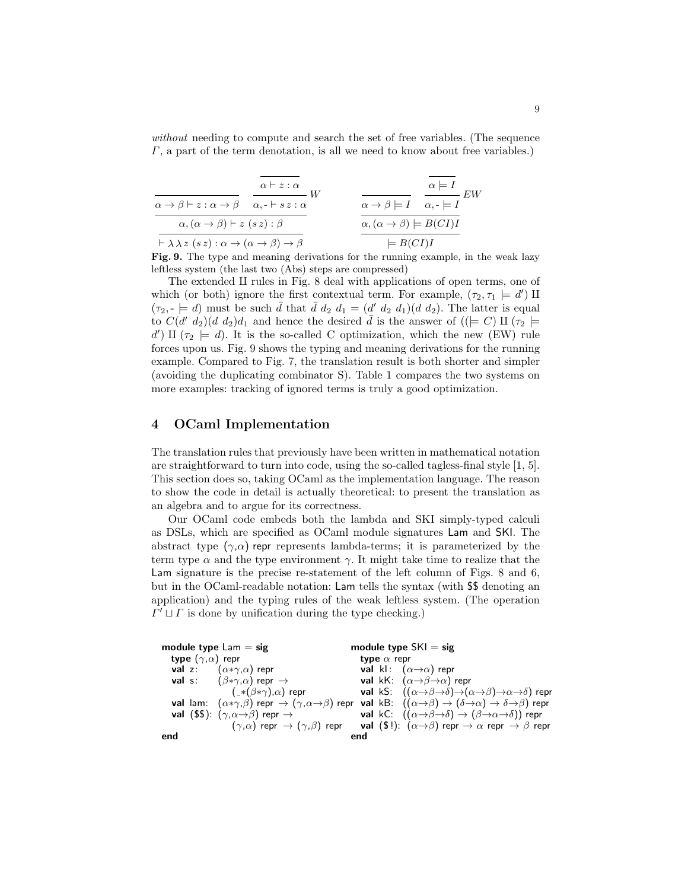*without* needing to compute and search the set of free variables. (The sequence $\Gamma$, a part of the term denotation, is all we need to know about free variables.)

$$
\dfrac{\dfrac{\dfrac{}{\alpha\to\beta \vdash z : \alpha\to\beta} \quad \dfrac{\dfrac{}{\alpha \vdash z : \alpha}}{\alpha, \text{-} \vdash s\, z : \alpha}\, W}{\alpha, (\alpha\to\beta) \vdash z\ (s\, z) : \beta}}{\vdash \lambda\lambda z\ (s\, z) : \alpha \to (\alpha\to\beta) \to \beta}
\qquad
\dfrac{\dfrac{\dfrac{}{\alpha\to\beta \models I} \quad \dfrac{\dfrac{}{\alpha \models I}}{\alpha, \text{-} \models I}\, EW}{\alpha, (\alpha\to\beta) \models B(CI)I}}{\models B(CI)I}
$$

**Fig. 9.** The type and meaning derivations for the running example, in the weak lazy leftless system (the last two (Abs) steps are compressed)

The extended II rules in Fig. 8 deal with applications of open terms, one of which (or both) ignore the first contextual term. For example, $(\tau_2, \tau_1 \models d')$ II $(\tau_2, \text{-} \models d)$ must be such $\bar{d}$ that $\bar{d}\ d_2\ d_1 = (d'\ d_2\ d_1)(d\ d_2)$. The latter is equal to $C(d'\ d_2)(d\ d_2)d_1$ and hence the desired $\bar{d}$ is the answer of $((\models C)$ II $(\tau_2 \models d')$ II $(\tau_2 \models d)$. It is the so-called C optimization, which the new (EW) rule forces upon us. Fig. 9 shows the typing and meaning derivations for the running example. Compared to Fig. 7, the translation result is both shorter and simpler (avoiding the duplicating combinator S). Table 1 compares the two systems on more examples: tracking of ignored terms is truly a good optimization.

## 4 OCaml Implementation

The translation rules that previously have been written in mathematical notation are straightforward to turn into code, using the so-called tagless-final style [1, 5]. This section does so, taking OCaml as the implementation language. The reason to show the code in detail is actually theoretical: to present the translation as an algebra and to argue for its correctness.

Our OCaml code embeds both the lambda and SKI simply-typed calculi as DSLs, which are specified as OCaml module signatures Lam and SKI. The abstract type $(\gamma,\alpha)$ repr represents lambda-terms; it is parameterized by the term type $\alpha$ and the type environment $\gamma$. It might take time to realize that the Lam signature is the precise re-statement of the left column of Figs. 8 and 6, but in the OCaml-readable notation: Lam tells the syntax (with $$ denoting an application) and the typing rules of the weak leftless system. (The operation $\Gamma' \sqcup \Gamma$ is done by unification during the type checking.)

```
module type Lam = sig
  type (γ,α) repr
  val z:   (α*γ,α) repr
  val s:   (β*γ,α) repr →
              (_*(β*γ),α) repr
  val lam:  (α*γ,β) repr → (γ,α→β) repr
  val ($$): (γ,α→β) repr →
              (γ,α) repr → (γ,β) repr
end
```

```
module type SKI = sig
  type α repr
  val kI:  (α→α) repr
  val kK:  (α→β→α) repr
  val kS:  ((α→β→δ)→(α→β)→α→δ) repr
  val kB:  ((α→β) → (δ→α) → δ→β) repr
  val kC:  ((α→β→δ) → (β→α→δ)) repr
  val ($!): (α→β) repr → α repr → β repr
end
```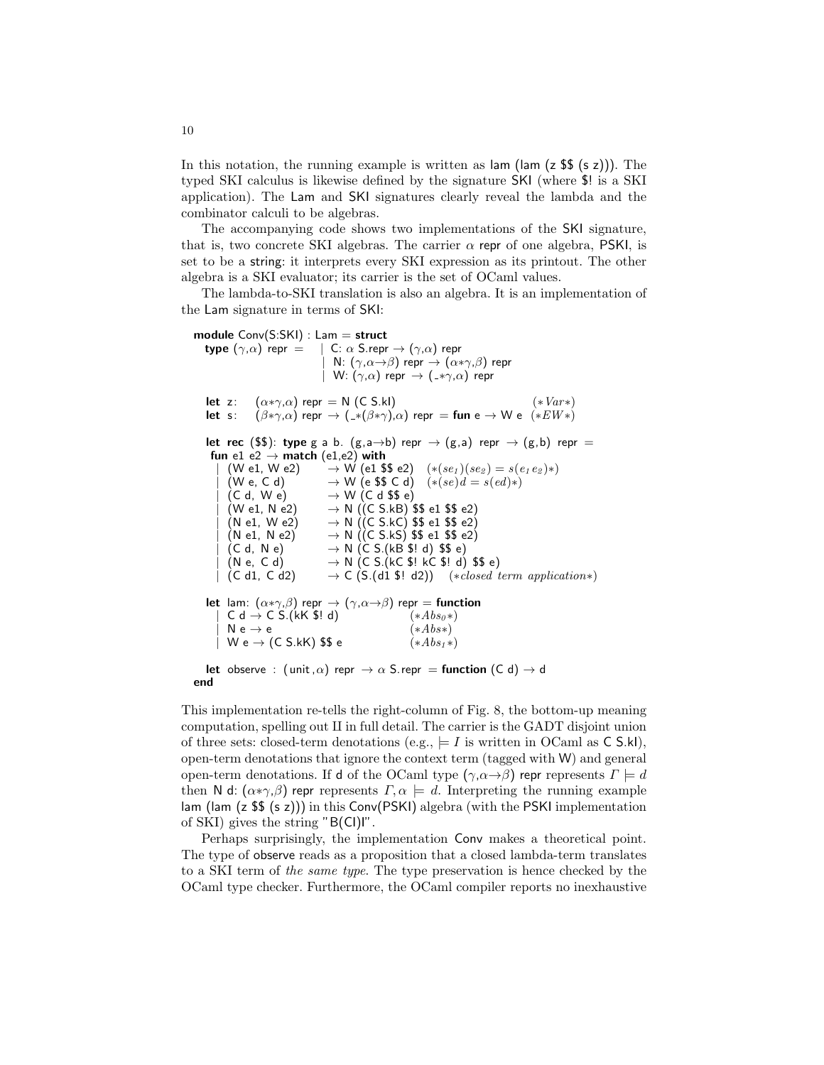In this notation, the running example is written as lam (lam (z $$ (s z))). The typed SKI calculus is likewise defined by the signature SKI (where $! is a SKI application). The Lam and SKI signatures clearly reveal the lambda and the combinator calculi to be algebras.

The accompanying code shows two implementations of the SKI signature, that is, two concrete SKI algebras. The carrier $\alpha$ repr of one algebra, PSKI, is set to be a string: it interprets every SKI expression as its printout. The other algebra is a SKI evaluator; its carrier is the set of OCaml values.

The lambda-to-SKI translation is also an algebra. It is an implementation of the Lam signature in terms of SKI:

```
module Conv(S:SKI) : Lam = struct
  type (γ,α) repr =   | C: α S.repr → (γ,α) repr
                      | N: (γ,α→β) repr → (α*γ,β) repr
                      | W: (γ,α) repr → (_*γ,α) repr

  let z:   (α*γ,α) repr = N (C S.kI)                          (*Var*)
  let s:   (β*γ,α) repr → (_*(β*γ),α) repr = fun e → W e      (*EW*)

  let rec ($$): type g a b. (g,a→b) repr → (g,a) repr → (g,b) repr =
   fun e1 e2 → match (e1,e2) with
    | (W e1, W e2)      → W (e1 $$ e2)   (*(se1)(se2) = s(e1 e2)*)
    | (W e, C d)        → W (e $$ C d)   (*(se)d = s(ed)*)
    | (C d, W e)        → W (C d $$ e)
    | (W e1, N e2)      → N ((C S.kB) $$ e1 $$ e2)
    | (N e1, W e2)      → N ((C S.kC) $$ e1 $$ e2)
    | (N e1, N e2)      → N ((C S.kS) $$ e1 $$ e2)
    | (C d, N e)        → N (C S.(kB $! d) $$ e)
    | (N e, C d)        → N (C S.(kC $! kC $! d) $$ e)
    | (C d1, C d2)      → C (S.(d1 $! d2))   (*closed term application*)

  let lam: (α*γ,β) repr → (γ,α→β) repr = function
    | C d → C S.(kK $! d)               (*Abs0*)
    | N e → e                           (*Abs*)
    | W e → (C S.kK) $$ e               (*Abs1*)

  let observe : (unit,α) repr → α S.repr = function (C d) → d
end
```

This implementation re-tells the right-column of Fig. 8, the bottom-up meaning computation, spelling out II in full detail. The carrier is the GADT disjoint union of three sets: closed-term denotations (e.g., $\models I$ is written in OCaml as C S.kI), open-term denotations that ignore the context term (tagged with W) and general open-term denotations. If d of the OCaml type $(\gamma,\alpha{\to}\beta)$ repr represents $\Gamma \models d$ then N d: $(\alpha{*}\gamma,\beta)$ repr represents $\Gamma, \alpha \models d$. Interpreting the running example lam (lam (z $$ (s z))) in this Conv(PSKI) algebra (with the PSKI implementation of SKI) gives the string "B(CI)I".

Perhaps surprisingly, the implementation Conv makes a theoretical point. The type of observe reads as a proposition that a closed lambda-term translates to a SKI term of *the same type*. The type preservation is hence checked by the OCaml type checker. Furthermore, the OCaml compiler reports no inexhaustive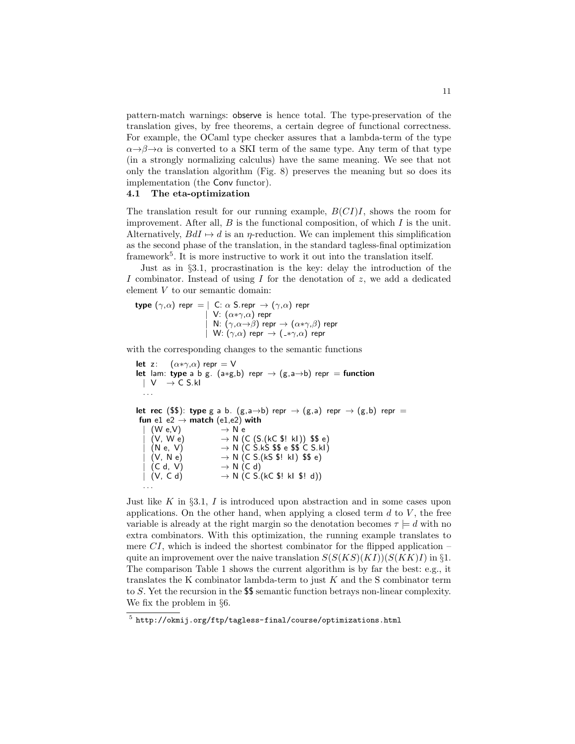pattern-match warnings: observe is hence total. The type-preservation of the translation gives, by free theorems, a certain degree of functional correctness. For example, the OCaml type checker assures that a lambda-term of the type $\alpha \to \beta \to \alpha$ is converted to a SKI term of the same type. Any term of that type (in a strongly normalizing calculus) have the same meaning. We see that not only the translation algorithm (Fig. 8) preserves the meaning but so does its implementation (the Conv functor).

### 4.1 The eta-optimization

The translation result for our running example, $B(CI)I$, shows the room for improvement. After all, $B$ is the functional composition, of which $I$ is the unit. Alternatively, $BdI \mapsto d$ is an $\eta$-reduction. We can implement this simplification as the second phase of the translation, in the standard tagless-final optimization framework[5]. It is more instructive to work it out into the translation itself.

Just as in §3.1, procrastination is the key: delay the introduction of the $I$ combinator. Instead of using $I$ for the denotation of $z$, we add a dedicated element $V$ to our semantic domain:

```
type (γ,α) repr = | C: α S.repr → (γ,α) repr
                  | V: (α∗γ,α) repr
                  | N: (γ,α→β) repr → (α∗γ,β) repr
                  | W: (γ,α) repr → (_∗γ,α) repr
```

with the corresponding changes to the semantic functions

```
let z:   (α∗γ,α) repr = V
let lam: type a b g. (a∗g,b) repr → (g,a→b) repr = function
  | V   → C S.kI
  ...

let rec ($$): type g a b. (g,a→b) repr → (g,a) repr → (g,b) repr =
 fun e1 e2 → match (e1,e2) with
  | (W e,V)        → N e
  | (V, W e)       → N (C (S.(kC $! kI)) $$ e)
  | (N e, V)       → N (C S.kS $$ e $$ C S.kI)
  | (V, N e)       → N (C S.(kS $! kI) $$ e)
  | (C d, V)       → N (C d)
  | (V, C d)       → N (C S.(kC $! kI $! d))
  ...
```

Just like $K$ in §3.1, $I$ is introduced upon abstraction and in some cases upon applications. On the other hand, when applying a closed term $d$ to $V$, the free variable is already at the right margin so the denotation becomes $\tau \models d$ with no extra combinators. With this optimization, the running example translates to mere $CI$, which is indeed the shortest combinator for the flipped application – quite an improvement over the naive translation $S(S(KS)(KI))(S(KK)I)$ in §1. The comparison Table 1 shows the current algorithm is by far the best: e.g., it translates the K combinator lambda-term to just $K$ and the S combinator term to $S$. Yet the recursion in the $$ semantic function betrays non-linear complexity. We fix the problem in §6.

[5] http://okmij.org/ftp/tagless-final/course/optimizations.html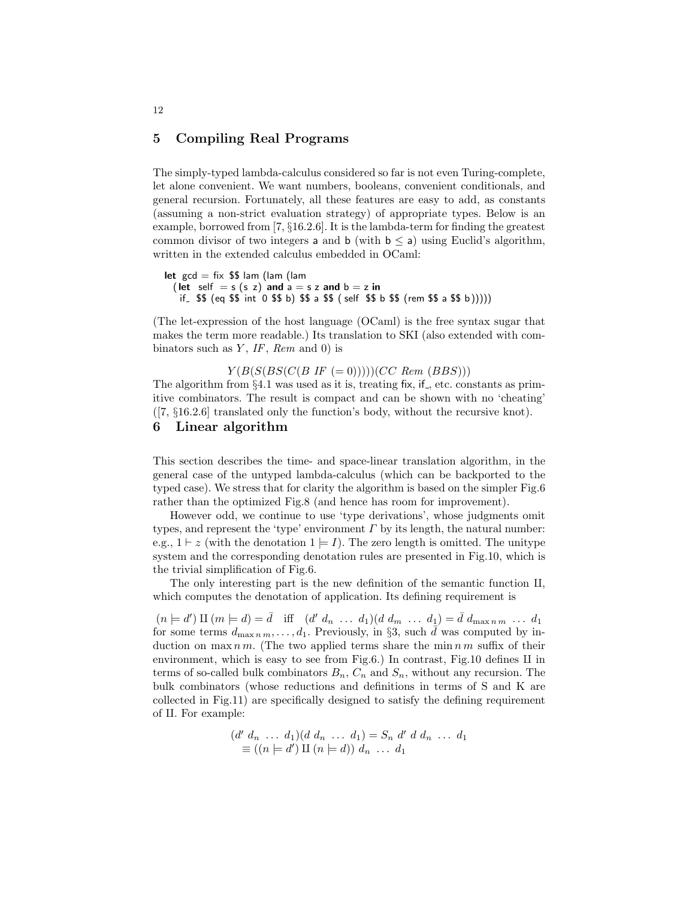## 5 Compiling Real Programs

The simply-typed lambda-calculus considered so far is not even Turing-complete, let alone convenient. We want numbers, booleans, convenient conditionals, and general recursion. Fortunately, all these features are easy to add, as constants (assuming a non-strict evaluation strategy) of appropriate types. Below is an example, borrowed from [7, §16.2.6]. It is the lambda-term for finding the greatest common divisor of two integers a and b (with $b \leq a$) using Euclid's algorithm, written in the extended calculus embedded in OCaml:

```
let gcd = fix $$ lam (lam (lam
  (let self = s (s z) and a = s z and b = z in
   if_ $$ (eq $$ int 0 $$ b) $$ a $$ ( self $$ b $$ (rem $$ a $$ b)))))
```

(The let-expression of the host language (OCaml) is the free syntax sugar that makes the term more readable.) Its translation to SKI (also extended with combinators such as $Y$, $IF$, $Rem$ and 0) is

$$Y(B(S(BS(C(B\ IF\ (=0)))))(CC\ Rem\ (BBS)))$$

The algorithm from §4.1 was used as it is, treating fix, if_, etc. constants as primitive combinators. The result is compact and can be shown with no 'cheating' ([7, §16.2.6] translated only the function's body, without the recursive knot).

## 6 Linear algorithm

This section describes the time- and space-linear translation algorithm, in the general case of the untyped lambda-calculus (which can be backported to the typed case). We stress that for clarity the algorithm is based on the simpler Fig.6 rather than the optimized Fig.8 (and hence has room for improvement).

However odd, we continue to use 'type derivations', whose judgments omit types, and represent the 'type' environment $\Gamma$ by its length, the natural number: e.g., $1 \vdash z$ (with the denotation $1 \models I$). The zero length is omitted. The unitype system and the corresponding denotation rules are presented in Fig.10, which is the trivial simplification of Fig.6.

The only interesting part is the new definition of the semantic function II, which computes the denotation of application. Its defining requirement is

$$(n \models d')\ \text{II}\ (m \models d) = \bar{d} \quad \text{iff} \quad (d'\ d_n\ \ldots\ d_1)(d\ d_m\ \ldots\ d_1) = \bar{d}\ d_{\max n\, m}\ \ldots\ d_1$$

for some terms $d_{\max n\, m}, \ldots, d_1$. Previously, in §3, such $\bar{d}$ was computed by induction on $\max n\, m$. (The two applied terms share the $\min n\, m$ suffix of their environment, which is easy to see from Fig.6.) In contrast, Fig.10 defines II in terms of so-called bulk combinators $B_n$, $C_n$ and $S_n$, without any recursion. The bulk combinators (whose reductions and definitions in terms of S and K are collected in Fig.11) are specifically designed to satisfy the defining requirement of II. For example:

$$\begin{aligned}(d'\ d_n\ \ldots\ d_1)(d\ d_n\ \ldots\ d_1) &= S_n\ d'\ d\ d_n\ \ldots\ d_1 \\ &\equiv ((n \models d')\ \text{II}\ (n \models d))\ d_n\ \ldots\ d_1\end{aligned}$$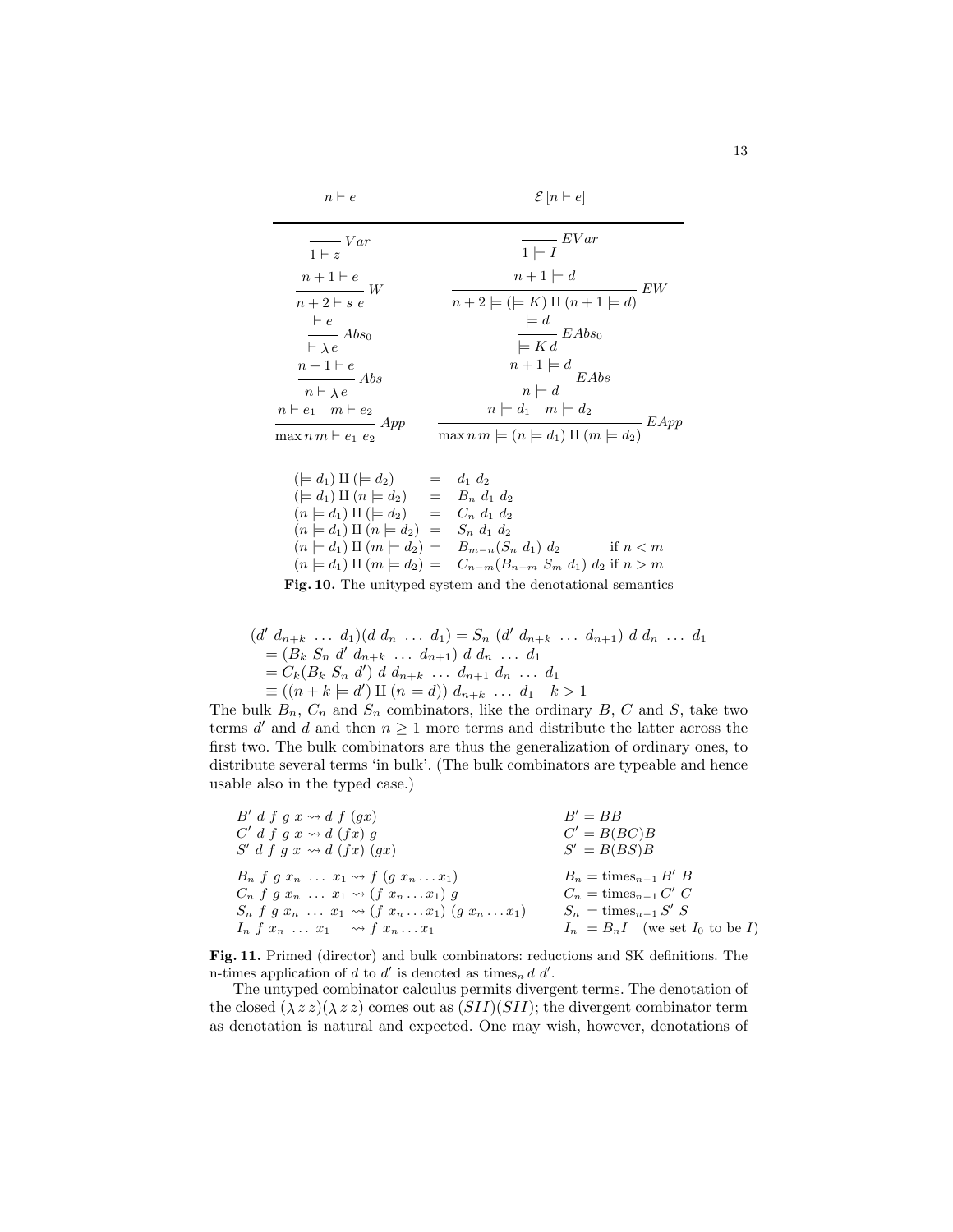| $n \vdash e$ | $\mathcal{E}[n \vdash e]$ |
|---|---|
| $\dfrac{}{1 \vdash z}\, Var$ | $\dfrac{}{1 \models I}\, EVar$ |
| $\dfrac{n+1 \vdash e}{n+2 \vdash s\ e}\, W$ | $\dfrac{n+1 \models d}{n+2 \models (\models K)\ \amalg\ (n+1 \models d)}\, EW$ |
| $\dfrac{\vdash e}{\vdash \lambda\, e}\, Abs_0$ | $\dfrac{\models d}{\models K\, d}\, EAbs_0$ |
| $\dfrac{n+1 \vdash e}{n \vdash \lambda\, e}\, Abs$ | $\dfrac{n+1 \models d}{n \models d}\, EAbs$ |
| $\dfrac{n \vdash e_1 \quad m \vdash e_2}{\max n\, m \vdash e_1\ e_2}\, App$ | $\dfrac{n \models d_1 \quad m \models d_2}{\max n\, m \models (n \models d_1)\ \amalg\ (m \models d_2)}\, EApp$ |

$$
\begin{array}{lcll}
(\models d_1)\ \amalg\ (\models d_2) & = & d_1\ d_2 & \\
(\models d_1)\ \amalg\ (n \models d_2) & = & B_n\ d_1\ d_2 & \\
(n \models d_1)\ \amalg\ (\models d_2) & = & C_n\ d_1\ d_2 & \\
(n \models d_1)\ \amalg\ (n \models d_2) & = & S_n\ d_1\ d_2 & \\
(n \models d_1)\ \amalg\ (m \models d_2) & = & B_{m-n}(S_n\ d_1)\ d_2 & \text{if } n < m \\
(n \models d_1)\ \amalg\ (m \models d_2) & = & C_{n-m}(B_{n-m}\ S_m\ d_1)\ d_2 & \text{if } n > m
\end{array}
$$

**Fig. 10.** The unityped system and the denotational semantics

$$
\begin{aligned}
(d'\ d_{n+k}\ \ldots\ d_1)(d\ d_n\ \ldots\ d_1) &= S_n\ (d'\ d_{n+k}\ \ldots\ d_{n+1})\ d\ d_n\ \ldots\ d_1 \\
&= (B_k\ S_n\ d'\ d_{n+k}\ \ldots\ d_{n+1})\ d\ d_n\ \ldots\ d_1 \\
&= C_k(B_k\ S_n\ d')\ d\ d_{n+k}\ \ldots\ d_{n+1}\ d_n\ \ldots\ d_1 \\
&\equiv ((n+k \models d')\ \amalg\ (n \models d))\ d_{n+k}\ \ldots\ d_1 \quad k > 1
\end{aligned}
$$

The bulk $B_n$, $C_n$ and $S_n$ combinators, like the ordinary $B$, $C$ and $S$, take two terms $d'$ and $d$ and then $n \geq 1$ more terms and distribute the latter across the first two. The bulk combinators are thus the generalization of ordinary ones, to distribute several terms 'in bulk'. (The bulk combinators are typeable and hence usable also in the typed case.)

$$
\begin{array}{ll}
B'\ d\ f\ g\ x \rightsquigarrow d\ f\ (gx) & B' = BB \\
C'\ d\ f\ g\ x \rightsquigarrow d\ (fx)\ g & C' = B(BC)B \\
S'\ d\ f\ g\ x \rightsquigarrow d\ (fx)\ (gx) & S' = B(BS)B \\
 & \\
B_n\ f\ g\ x_n\ \ldots\ x_1 \rightsquigarrow f\ (g\ x_n \ldots x_1) & B_n = \text{times}_{n-1}\, B'\ B \\
C_n\ f\ g\ x_n\ \ldots\ x_1 \rightsquigarrow (f\ x_n \ldots x_1)\ g & C_n = \text{times}_{n-1}\, C'\ C \\
S_n\ f\ g\ x_n\ \ldots\ x_1 \rightsquigarrow (f\ x_n \ldots x_1)\ (g\ x_n \ldots x_1) & S_n = \text{times}_{n-1}\, S'\ S \\
I_n\ f\ x_n\ \ldots\ x_1 \quad \rightsquigarrow f\ x_n \ldots x_1 & I_n\ = B_n I \quad (\text{we set } I_0 \text{ to be } I)
\end{array}
$$

**Fig. 11.** Primed (director) and bulk combinators: reductions and SK definitions. The n-times application of $d$ to $d'$ is denoted as $\text{times}_n\, d\ d'$.

The untyped combinator calculus permits divergent terms. The denotation of the closed $(\lambda\, z\, z)(\lambda\, z\, z)$ comes out as $(SII)(SII)$; the divergent combinator term as denotation is natural and expected. One may wish, however, denotations of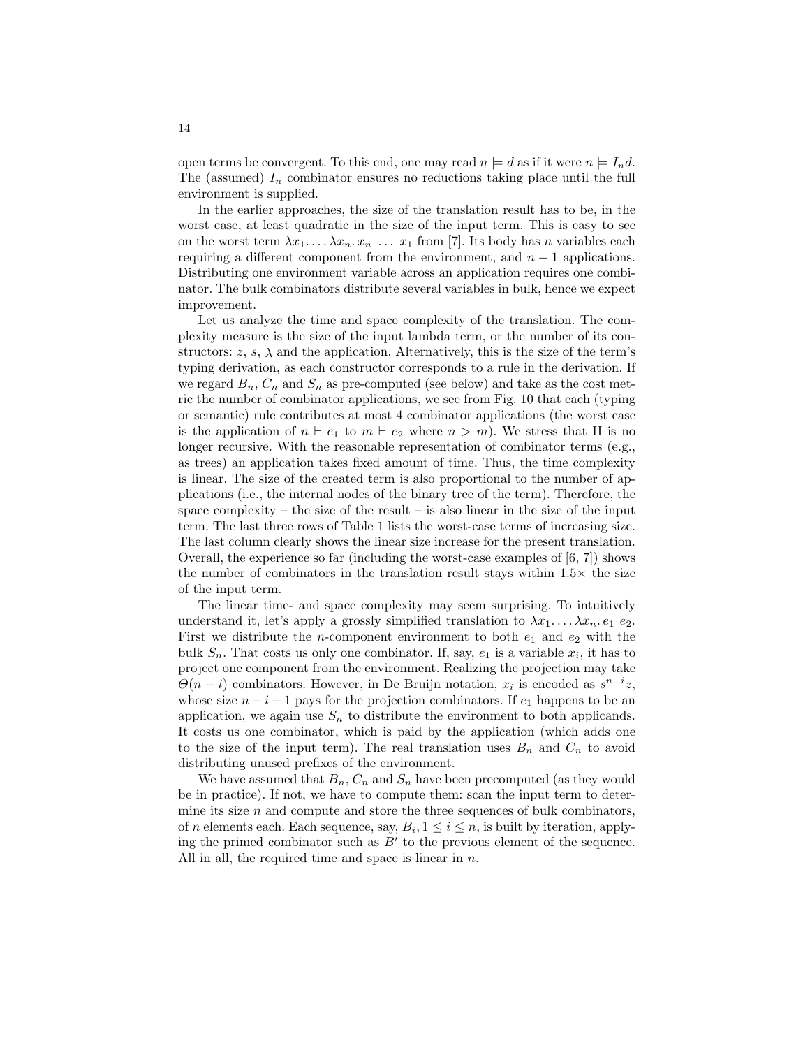open terms be convergent. To this end, one may read $n \models d$ as if it were $n \models I_n d$. The (assumed) $I_n$ combinator ensures no reductions taking place until the full environment is supplied.

In the earlier approaches, the size of the translation result has to be, in the worst case, at least quadratic in the size of the input term. This is easy to see on the worst term $\lambda x_1.\ldots\lambda x_n.\, x_n\ \ldots\ x_1$ from [7]. Its body has $n$ variables each requiring a different component from the environment, and $n-1$ applications. Distributing one environment variable across an application requires one combinator. The bulk combinators distribute several variables in bulk, hence we expect improvement.

Let us analyze the time and space complexity of the translation. The complexity measure is the size of the input lambda term, or the number of its constructors: $z$, $s$, $\lambda$ and the application. Alternatively, this is the size of the term's typing derivation, as each constructor corresponds to a rule in the derivation. If we regard $B_n$, $C_n$ and $S_n$ as pre-computed (see below) and take as the cost metric the number of combinator applications, we see from Fig. 10 that each (typing or semantic) rule contributes at most 4 combinator applications (the worst case is the application of $n \vdash e_1$ to $m \vdash e_2$ where $n > m$). We stress that II is no longer recursive. With the reasonable representation of combinator terms (e.g., as trees) an application takes fixed amount of time. Thus, the time complexity is linear. The size of the created term is also proportional to the number of applications (i.e., the internal nodes of the binary tree of the term). Therefore, the space complexity – the size of the result – is also linear in the size of the input term. The last three rows of Table 1 lists the worst-case terms of increasing size. The last column clearly shows the linear size increase for the present translation. Overall, the experience so far (including the worst-case examples of [6, 7]) shows the number of combinators in the translation result stays within $1.5\times$ the size of the input term.

The linear time- and space complexity may seem surprising. To intuitively understand it, let's apply a grossly simplified translation to $\lambda x_1.\ldots\lambda x_n.\, e_1\ e_2$. First we distribute the $n$-component environment to both $e_1$ and $e_2$ with the bulk $S_n$. That costs us only one combinator. If, say, $e_1$ is a variable $x_i$, it has to project one component from the environment. Realizing the projection may take $\Theta(n-i)$ combinators. However, in De Bruijn notation, $x_i$ is encoded as $s^{n-i}z$, whose size $n-i+1$ pays for the projection combinators. If $e_1$ happens to be an application, we again use $S_n$ to distribute the environment to both applicands. It costs us one combinator, which is paid by the application (which adds one to the size of the input term). The real translation uses $B_n$ and $C_n$ to avoid distributing unused prefixes of the environment.

We have assumed that $B_n$, $C_n$ and $S_n$ have been precomputed (as they would be in practice). If not, we have to compute them: scan the input term to determine its size $n$ and compute and store the three sequences of bulk combinators, of $n$ elements each. Each sequence, say, $B_i, 1 \leq i \leq n$, is built by iteration, applying the primed combinator such as $B'$ to the previous element of the sequence. All in all, the required time and space is linear in $n$.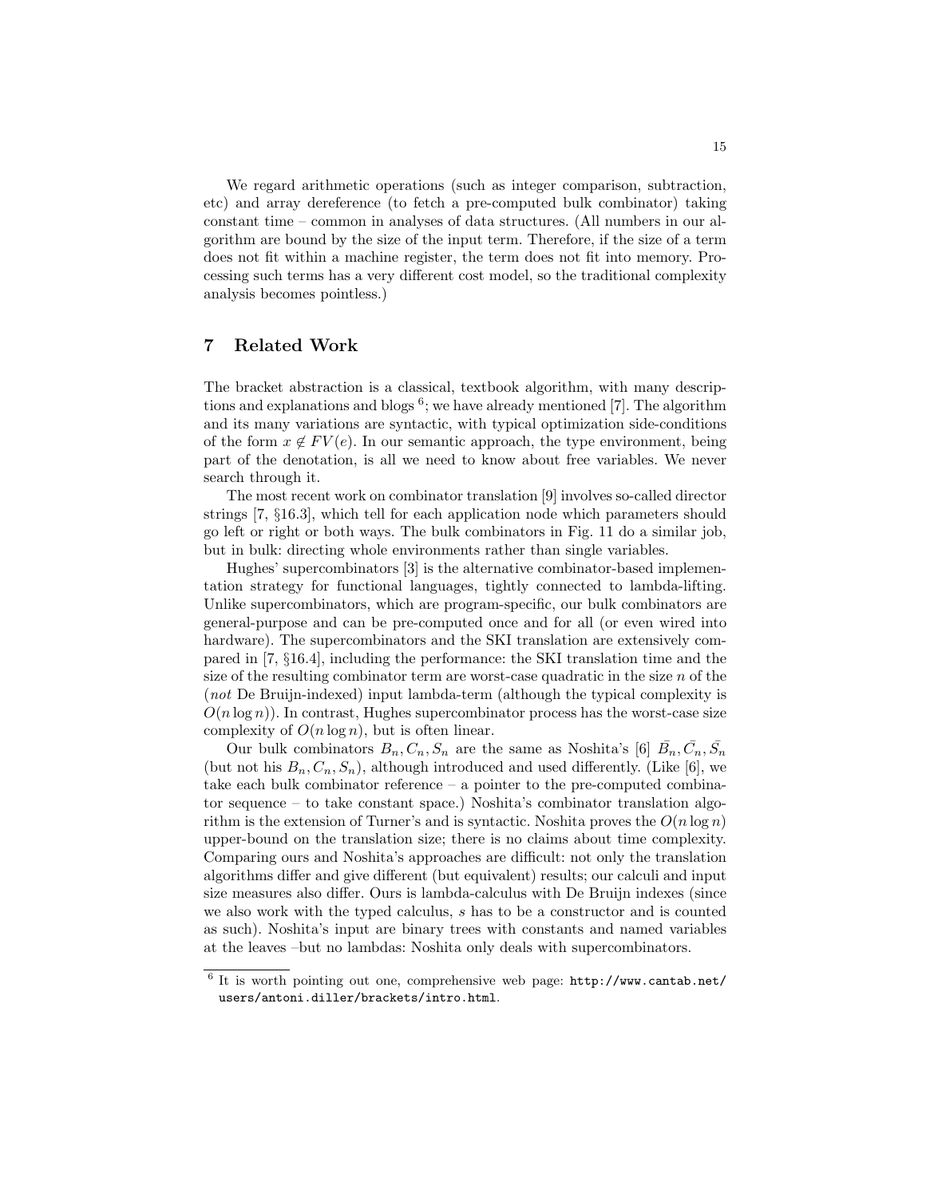We regard arithmetic operations (such as integer comparison, subtraction, etc) and array dereference (to fetch a pre-computed bulk combinator) taking constant time – common in analyses of data structures. (All numbers in our algorithm are bound by the size of the input term. Therefore, if the size of a term does not fit within a machine register, the term does not fit into memory. Processing such terms has a very different cost model, so the traditional complexity analysis becomes pointless.)

## 7 Related Work

The bracket abstraction is a classical, textbook algorithm, with many descriptions and explanations and blogs [6]; we have already mentioned [7]. The algorithm and its many variations are syntactic, with typical optimization side-conditions of the form $x \notin FV(e)$. In our semantic approach, the type environment, being part of the denotation, is all we need to know about free variables. We never search through it.

The most recent work on combinator translation [9] involves so-called director strings [7, §16.3], which tell for each application node which parameters should go left or right or both ways. The bulk combinators in Fig. 11 do a similar job, but in bulk: directing whole environments rather than single variables.

Hughes' supercombinators [3] is the alternative combinator-based implementation strategy for functional languages, tightly connected to lambda-lifting. Unlike supercombinators, which are program-specific, our bulk combinators are general-purpose and can be pre-computed once and for all (or even wired into hardware). The supercombinators and the SKI translation are extensively compared in [7, §16.4], including the performance: the SKI translation time and the size of the resulting combinator term are worst-case quadratic in the size $n$ of the (*not* De Bruijn-indexed) input lambda-term (although the typical complexity is $O(n \log n)$). In contrast, Hughes supercombinator process has the worst-case size complexity of $O(n \log n)$, but is often linear.

Our bulk combinators $B_n, C_n, S_n$ are the same as Noshita's [6] $\bar{B_n}, \bar{C_n}, \bar{S_n}$ (but not his $B_n, C_n, S_n$), although introduced and used differently. (Like [6], we take each bulk combinator reference – a pointer to the pre-computed combinator sequence – to take constant space.) Noshita's combinator translation algorithm is the extension of Turner's and is syntactic. Noshita proves the $O(n \log n)$ upper-bound on the translation size; there is no claims about time complexity. Comparing ours and Noshita's approaches are difficult: not only the translation algorithms differ and give different (but equivalent) results; our calculi and input size measures also differ. Ours is lambda-calculus with De Bruijn indexes (since we also work with the typed calculus, $s$ has to be a constructor and is counted as such). Noshita's input are binary trees with constants and named variables at the leaves –but no lambdas: Noshita only deals with supercombinators.

[6] It is worth pointing out one, comprehensive web page: http://www.cantab.net/users/antoni.diller/brackets/intro.html.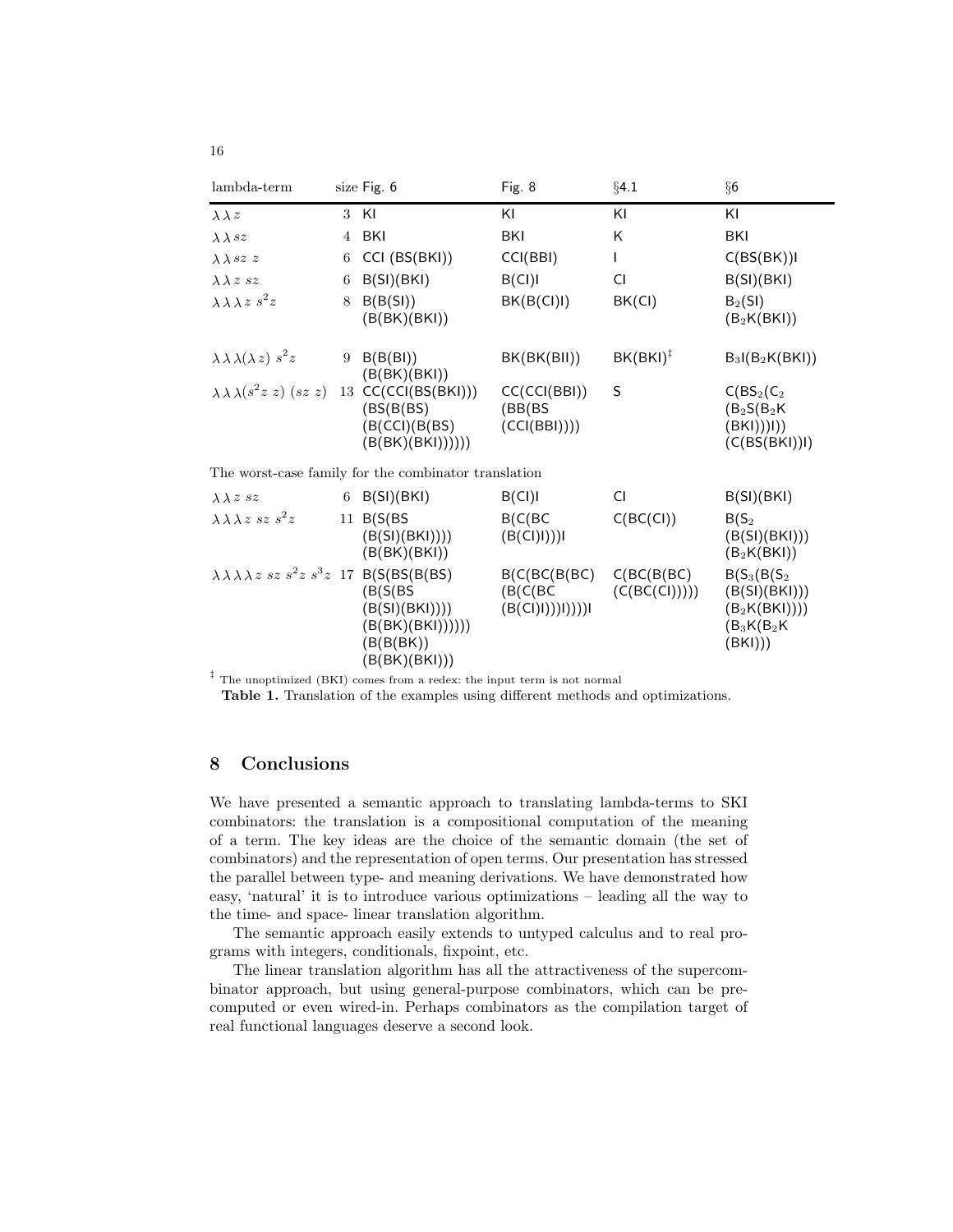| lambda-term | size | Fig. 6 | Fig. 8 | §4.1 | §6 |
|---|---|---|---|---|---|
| $\lambda\lambda z$ | 3 | KI | KI | KI | KI |
| $\lambda\lambda sz$ | 4 | BKI | BKI | K | BKI |
| $\lambda\lambda sz\ z$ | 6 | CCI (BS(BKI)) | CCI(BBI) | I | C(BS(BK))I |
| $\lambda\lambda z\ sz$ | 6 | B(SI)(BKI) | B(CI)I | CI | B(SI)(BKI) |
| $\lambda\lambda\lambda z\ s^2z$ | 8 | B(B(SI)) (B(BK)(BKI)) | BK(B(CI)I) | BK(CI) | $\mathsf{B_2(SI)}$ $\mathsf{(B_2K(BKI))}$ |
| $\lambda\lambda\lambda(\lambda z)\ s^2z$ | 9 | B(B(BI)) (B(BK)(BKI)) | BK(BK(BII)) | BK(BKI)[‡] | $\mathsf{B_3I(B_2K(BKI))}$ |
| $\lambda\lambda\lambda(s^2z\ z)\ (sz\ z)$ | 13 | CC(CCI(BS(BKI))) (BS(B(BS) (B(CCI)(B(BS) (B(BK)(BKI)))))) | CC(CCI(BBI)) (BB(BS (CCI(BBI)))) | S | $\mathsf{C(BS_2(C_2}$ $\mathsf{(B_2S(B_2K}$ $\mathsf{(BKI)))I))}$ $\mathsf{(C(BS(BKI))I)}$ |
| *The worst-case family for the combinator translation* | | | | | |
| $\lambda\lambda z\ sz$ | 6 | B(SI)(BKI) | B(CI)I | CI | B(SI)(BKI) |
| $\lambda\lambda\lambda z\ sz\ s^2z$ | 11 | B(S(BS (B(SI)(BKI)))) (B(BK)(BKI)) | B(C(BC (B(CI)I)))I | C(BC(CI)) | $\mathsf{B(S_2}$ $\mathsf{(B(SI)(BKI)))}$ $\mathsf{(B_2K(BKI))}$ |
| $\lambda\lambda\lambda\lambda z\ sz\ s^2z\ s^3z$ | 17 | B(S(BS(B(BS) (B(S(BS (B(SI)(BKI)))) (B(BK)(BKI)))))) (B(B(BK)) (B(BK)(BKI))) | B(C(BC(B(BC) (B(C(BC (B(CI)I)))I))))I | C(BC(B(BC) (C(BC(CI))))) | $\mathsf{B(S_3(B(S_2}$ $\mathsf{(B(SI)(BKI)))}$ $\mathsf{(B_2K(BKI))))}$ $\mathsf{(B_3K(B_2K}$ $\mathsf{(BKI)))}$ |

[‡] The unoptimized (BKI) comes from a redex: the input term is not normal

**Table 1.** Translation of the examples using different methods and optimizations.

## 8 Conclusions

We have presented a semantic approach to translating lambda-terms to SKI combinators: the translation is a compositional computation of the meaning of a term. The key ideas are the choice of the semantic domain (the set of combinators) and the representation of open terms. Our presentation has stressed the parallel between type- and meaning derivations. We have demonstrated how easy, 'natural' it is to introduce various optimizations – leading all the way to the time- and space- linear translation algorithm.

The semantic approach easily extends to untyped calculus and to real programs with integers, conditionals, fixpoint, etc.

The linear translation algorithm has all the attractiveness of the supercombinator approach, but using general-purpose combinators, which can be precomputed or even wired-in. Perhaps combinators as the compilation target of real functional languages deserve a second look.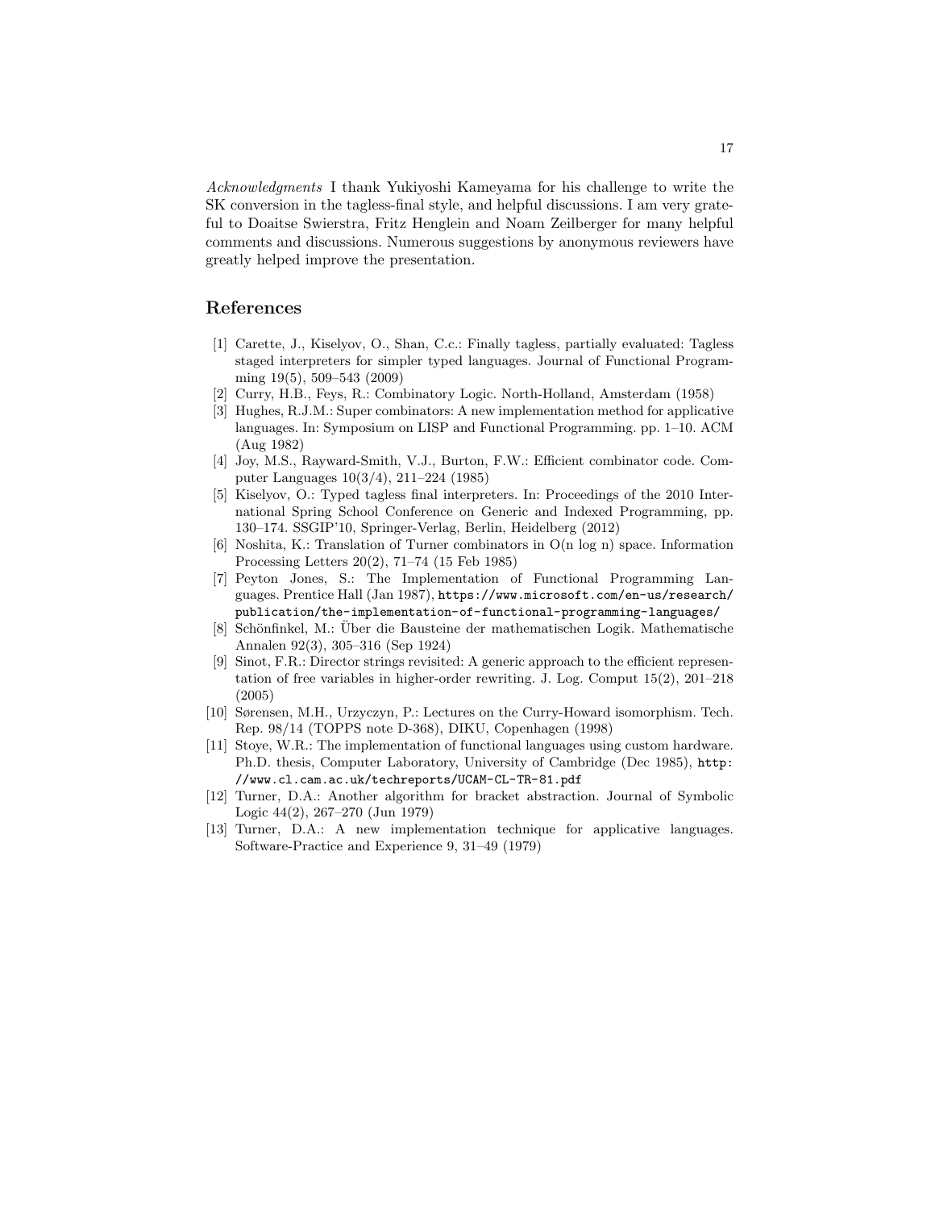*Acknowledgments* I thank Yukiyoshi Kameyama for his challenge to write the SK conversion in the tagless-final style, and helpful discussions. I am very grateful to Doaitse Swierstra, Fritz Henglein and Noam Zeilberger for many helpful comments and discussions. Numerous suggestions by anonymous reviewers have greatly helped improve the presentation.

## References

[1] Carette, J., Kiselyov, O., Shan, C.c.: Finally tagless, partially evaluated: Tagless staged interpreters for simpler typed languages. Journal of Functional Programming 19(5), 509–543 (2009)

[2] Curry, H.B., Feys, R.: Combinatory Logic. North-Holland, Amsterdam (1958)

[3] Hughes, R.J.M.: Super combinators: A new implementation method for applicative languages. In: Symposium on LISP and Functional Programming. pp. 1–10. ACM (Aug 1982)

[4] Joy, M.S., Rayward-Smith, V.J., Burton, F.W.: Efficient combinator code. Computer Languages 10(3/4), 211–224 (1985)

[5] Kiselyov, O.: Typed tagless final interpreters. In: Proceedings of the 2010 International Spring School Conference on Generic and Indexed Programming, pp. 130–174. SSGIP'10, Springer-Verlag, Berlin, Heidelberg (2012)

[6] Noshita, K.: Translation of Turner combinators in O(n log n) space. Information Processing Letters 20(2), 71–74 (15 Feb 1985)

[7] Peyton Jones, S.: The Implementation of Functional Programming Languages. Prentice Hall (Jan 1987), https://www.microsoft.com/en-us/research/publication/the-implementation-of-functional-programming-languages/

[8] Schönfinkel, M.: Über die Bausteine der mathematischen Logik. Mathematische Annalen 92(3), 305–316 (Sep 1924)

[9] Sinot, F.R.: Director strings revisited: A generic approach to the efficient representation of free variables in higher-order rewriting. J. Log. Comput 15(2), 201–218 (2005)

[10] Sørensen, M.H., Urzyczyn, P.: Lectures on the Curry-Howard isomorphism. Tech. Rep. 98/14 (TOPPS note D-368), DIKU, Copenhagen (1998)

[11] Stoye, W.R.: The implementation of functional languages using custom hardware. Ph.D. thesis, Computer Laboratory, University of Cambridge (Dec 1985), http://www.cl.cam.ac.uk/techreports/UCAM-CL-TR-81.pdf

[12] Turner, D.A.: Another algorithm for bracket abstraction. Journal of Symbolic Logic 44(2), 267–270 (Jun 1979)

[13] Turner, D.A.: A new implementation technique for applicative languages. Software-Practice and Experience 9, 31–49 (1979)